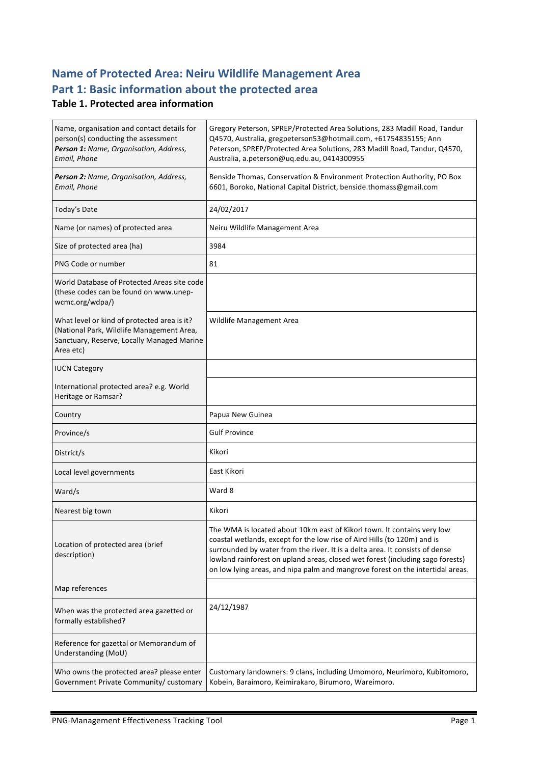# Name of Protected Area: Neiru Wildlife Management Area

# Part 1: Basic information about the protected area

### Table 1. Protected area information

| | |
|---|---|
| Name, organisation and contact details for person(s) conducting the assessment<br>***Person 1**: Name, Organisation, Address, Email, Phone* | Gregory Peterson, SPREP/Protected Area Solutions, 283 Madill Road, Tandur Q4570, Australia, gregpeterson53@hotmail.com, +61754835155; Ann Peterson, SPREP/Protected Area Solutions, 283 Madill Road, Tandur, Q4570, Australia, a.peterson@uq.edu.au, 0414300955 |
| ***Person 2:** Name, Organisation, Address, Email, Phone* | Benside Thomas, Conservation & Environment Protection Authority, PO Box 6601, Boroko, National Capital District, benside.thomass@gmail.com |
| Today's Date | 24/02/2017 |
| Name (or names) of protected area | Neiru Wildlife Management Area |
| Size of protected area (ha) | 3984 |
| PNG Code or number | 81 |
| World Database of Protected Areas site code (these codes can be found on www.unep-wcmc.org/wdpa/) | |
| What level or kind of protected area is it? (National Park, Wildlife Management Area, Sanctuary, Reserve, Locally Managed Marine Area etc) | Wildlife Management Area |
| IUCN Category | |
| International protected area? e.g. World Heritage or Ramsar? | |
| Country | Papua New Guinea |
| Province/s | Gulf Province |
| District/s | Kikori |
| Local level governments | East Kikori |
| Ward/s | Ward 8 |
| Nearest big town | Kikori |
| Location of protected area (brief description) | The WMA is located about 10km east of Kikori town. It contains very low coastal wetlands, except for the low rise of Aird Hills (to 120m) and is surrounded by water from the river. It is a delta area. It consists of dense lowland rainforest on upland areas, closed wet forest (including sago forests) on low lying areas, and nipa palm and mangrove forest on the intertidal areas. |
| Map references | |
| When was the protected area gazetted or formally established? | 24/12/1987 |
| Reference for gazettal or Memorandum of Understanding (MoU) | |
| Who owns the protected area? please enter Government Private Community/ customary | Customary landowners: 9 clans, including Umomoro, Neurimoro, Kubitomoro, Kobein, Baraimoro, Keimirakaro, Birumoro, Wareimoro. |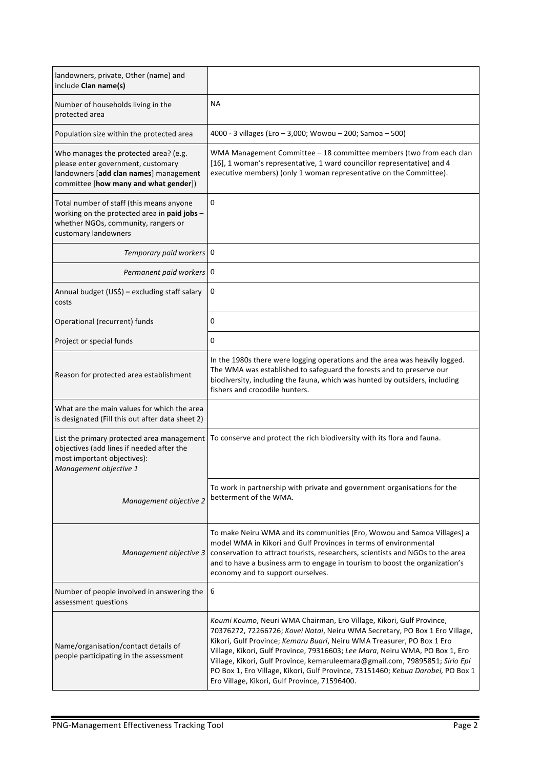| | |
|---|---|
| landowners, private, Other (name) and include **Clan name(s)** | |
| Number of households living in the protected area | NA |
| Population size within the protected area | 4000 - 3 villages (Ero – 3,000; Wowou – 200; Samoa – 500) |
| Who manages the protected area? (e.g. please enter government, customary landowners [**add clan names**] management committee [**how many and what gender**]) | WMA Management Committee – 18 committee members (two from each clan [16], 1 woman's representative, 1 ward councillor representative) and 4 executive members) (only 1 woman representative on the Committee). |
| Total number of staff (this means anyone working on the protected area in **paid jobs** – whether NGOs, community, rangers or customary landowners | 0 |
| *Temporary paid workers* | 0 |
| *Permanent paid workers* | 0 |
| Annual budget (US$) **–** excluding staff salary costs | 0 |
| Operational (recurrent) funds | 0 |
| Project or special funds | 0 |
| Reason for protected area establishment | In the 1980s there were logging operations and the area was heavily logged. The WMA was established to safeguard the forests and to preserve our biodiversity, including the fauna, which was hunted by outsiders, including fishers and crocodile hunters. |
| What are the main values for which the area is designated (Fill this out after data sheet 2) | |
| List the primary protected area management objectives (add lines if needed after the most important objectives): *Management objective 1* | To conserve and protect the rich biodiversity with its flora and fauna. |
| *Management objective 2* | To work in partnership with private and government organisations for the betterment of the WMA. |
| *Management objective 3* | To make Neiru WMA and its communities (Ero, Wowou and Samoa Villages) a model WMA in Kikori and Gulf Provinces in terms of environmental conservation to attract tourists, researchers, scientists and NGOs to the area and to have a business arm to engage in tourism to boost the organization's economy and to support ourselves. |
| Number of people involved in answering the assessment questions | 6 |
| Name/organisation/contact details of people participating in the assessment | *Koumi Koumo*, Neuri WMA Chairman, Ero Village, Kikori, Gulf Province, 70376272, 72266726; *Kovei Natai*, Neiru WMA Secretary, PO Box 1 Ero Village, Kikori, Gulf Province; *Kemaru Buari*, Neiru WMA Treasurer, PO Box 1 Ero Village, Kikori, Gulf Province, 79316603; *Lee Mara*, Neiru WMA, PO Box 1, Ero Village, Kikori, Gulf Province, kemaruleemara@gmail.com, 79895851; *Sirio Epi* PO Box 1, Ero Village, Kikori, Gulf Province, 73151460; *Kebua Darobei,* PO Box 1 Ero Village, Kikori, Gulf Province, 71596400. |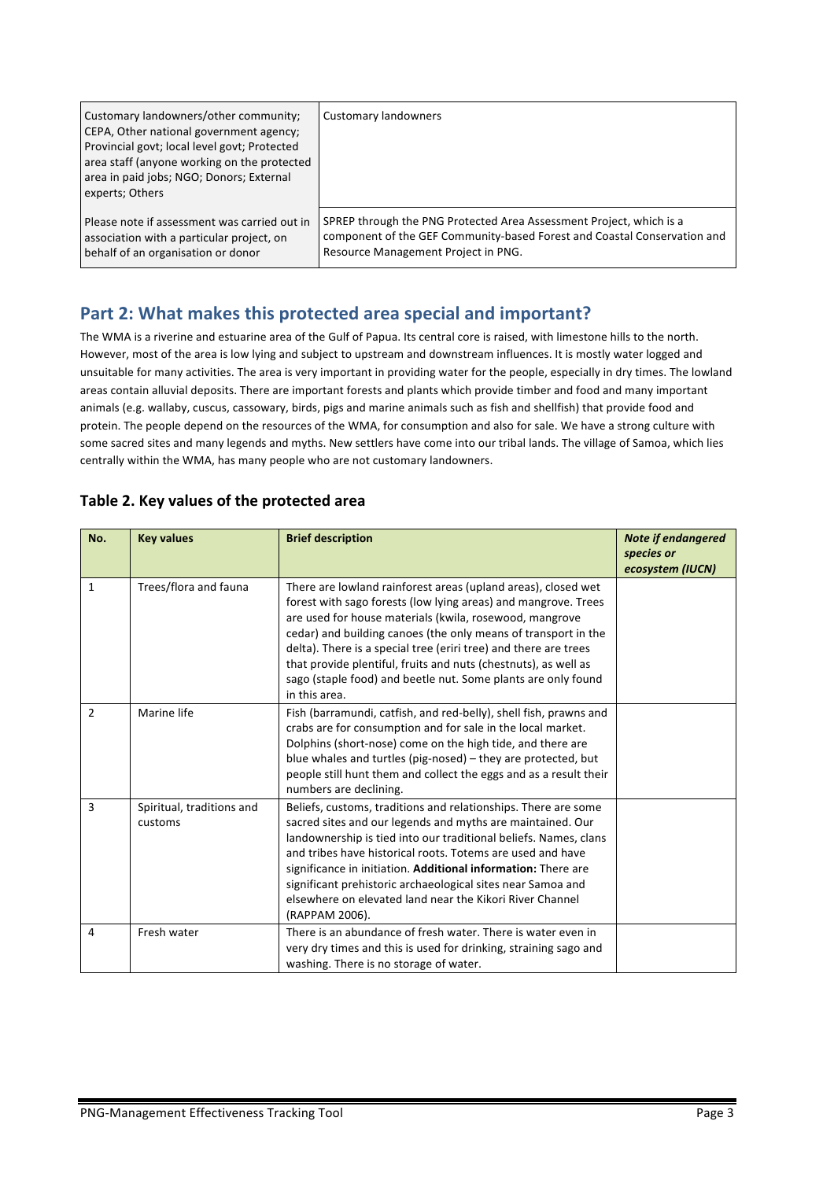| Customary landowners/other community; CEPA, Other national government agency; Provincial govt; local level govt; Protected area staff (anyone working on the protected area in paid jobs; NGO; Donors; External experts; Others | Customary landowners |
|---|---|
| Please note if assessment was carried out in association with a particular project, on behalf of an organisation or donor | SPREP through the PNG Protected Area Assessment Project, which is a component of the GEF Community-based Forest and Coastal Conservation and Resource Management Project in PNG. |

## Part 2: What makes this protected area special and important?

The WMA is a riverine and estuarine area of the Gulf of Papua. Its central core is raised, with limestone hills to the north. However, most of the area is low lying and subject to upstream and downstream influences. It is mostly water logged and unsuitable for many activities. The area is very important in providing water for the people, especially in dry times. The lowland areas contain alluvial deposits. There are important forests and plants which provide timber and food and many important animals (e.g. wallaby, cuscus, cassowary, birds, pigs and marine animals such as fish and shellfish) that provide food and protein. The people depend on the resources of the WMA, for consumption and also for sale. We have a strong culture with some sacred sites and many legends and myths. New settlers have come into our tribal lands. The village of Samoa, which lies centrally within the WMA, has many people who are not customary landowners.

### Table 2. Key values of the protected area

| No. | Key values | Brief description | *Note if endangered species or ecosystem (IUCN)* |
|---|---|---|---|
| 1 | Trees/flora and fauna | There are lowland rainforest areas (upland areas), closed wet forest with sago forests (low lying areas) and mangrove. Trees are used for house materials (kwila, rosewood, mangrove cedar) and building canoes (the only means of transport in the delta). There is a special tree (eriri tree) and there are trees that provide plentiful, fruits and nuts (chestnuts), as well as sago (staple food) and beetle nut. Some plants are only found in this area. | |
| 2 | Marine life | Fish (barramundi, catfish, and red-belly), shell fish, prawns and crabs are for consumption and for sale in the local market. Dolphins (short-nose) come on the high tide, and there are blue whales and turtles (pig-nosed) – they are protected, but people still hunt them and collect the eggs and as a result their numbers are declining. | |
| 3 | Spiritual, traditions and customs | Beliefs, customs, traditions and relationships. There are some sacred sites and our legends and myths are maintained. Our landownership is tied into our traditional beliefs. Names, clans and tribes have historical roots. Totems are used and have significance in initiation. **Additional information:** There are significant prehistoric archaeological sites near Samoa and elsewhere on elevated land near the Kikori River Channel (RAPPAM 2006). | |
| 4 | Fresh water | There is an abundance of fresh water. There is water even in very dry times and this is used for drinking, straining sago and washing. There is no storage of water. | |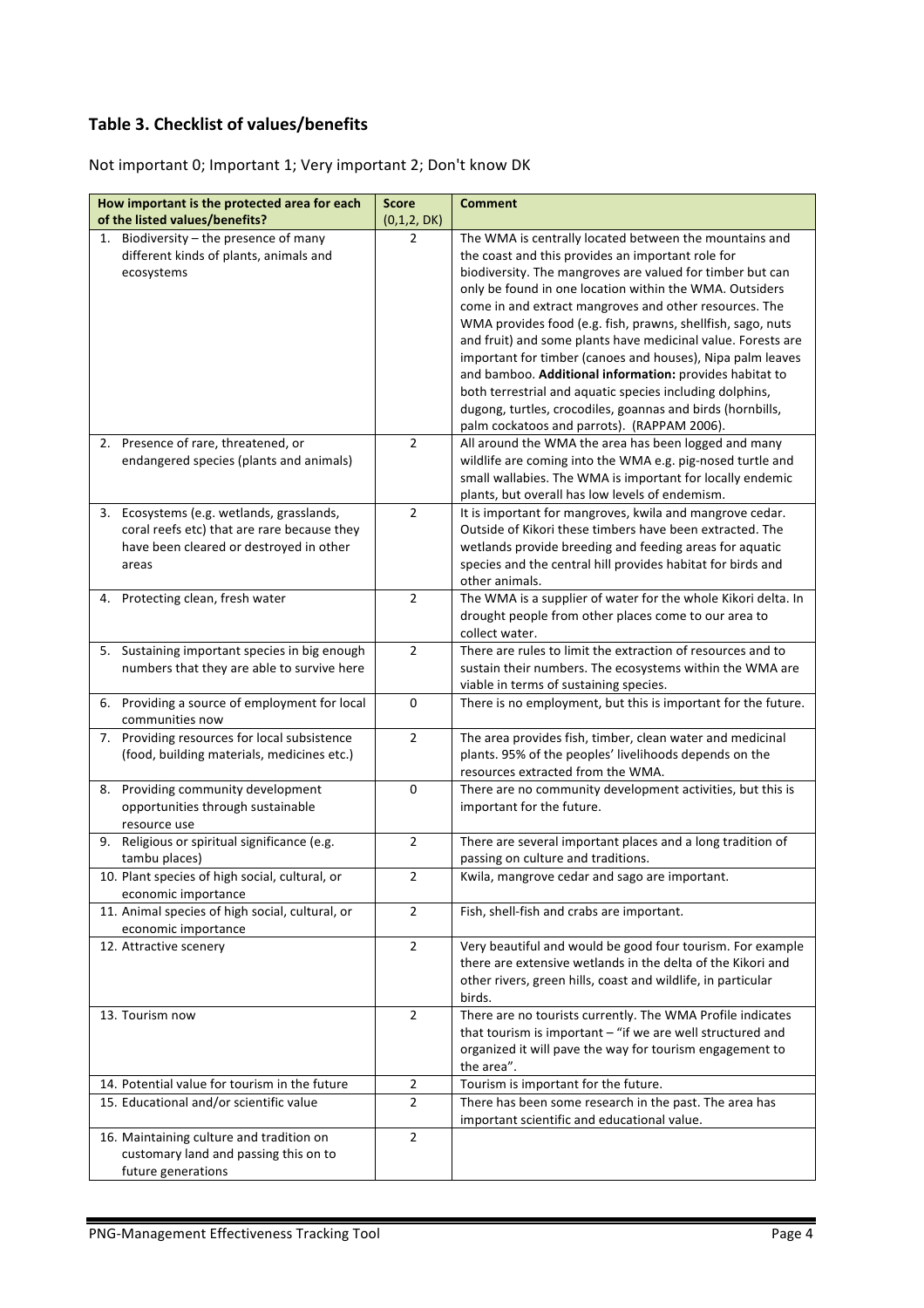## Table 3. Checklist of values/benefits

Not important 0; Important 1; Very important 2; Don't know DK

| How important is the protected area for each of the listed values/benefits? | Score (0,1,2, DK) | Comment |
|---|---|---|
| 1. Biodiversity – the presence of many different kinds of plants, animals and ecosystems | 2 | The WMA is centrally located between the mountains and the coast and this provides an important role for biodiversity. The mangroves are valued for timber but can only be found in one location within the WMA. Outsiders come in and extract mangroves and other resources. The WMA provides food (e.g. fish, prawns, shellfish, sago, nuts and fruit) and some plants have medicinal value. Forests are important for timber (canoes and houses), Nipa palm leaves and bamboo. **Additional information:** provides habitat to both terrestrial and aquatic species including dolphins, dugong, turtles, crocodiles, goannas and birds (hornbills, palm cockatoos and parrots). (RAPPAM 2006). |
| 2. Presence of rare, threatened, or endangered species (plants and animals) | 2 | All around the WMA the area has been logged and many wildlife are coming into the WMA e.g. pig-nosed turtle and small wallabies. The WMA is important for locally endemic plants, but overall has low levels of endemism. |
| 3. Ecosystems (e.g. wetlands, grasslands, coral reefs etc) that are rare because they have been cleared or destroyed in other areas | 2 | It is important for mangroves, kwila and mangrove cedar. Outside of Kikori these timbers have been extracted. The wetlands provide breeding and feeding areas for aquatic species and the central hill provides habitat for birds and other animals. |
| 4. Protecting clean, fresh water | 2 | The WMA is a supplier of water for the whole Kikori delta. In drought people from other places come to our area to collect water. |
| 5. Sustaining important species in big enough numbers that they are able to survive here | 2 | There are rules to limit the extraction of resources and to sustain their numbers. The ecosystems within the WMA are viable in terms of sustaining species. |
| 6. Providing a source of employment for local communities now | 0 | There is no employment, but this is important for the future. |
| 7. Providing resources for local subsistence (food, building materials, medicines etc.) | 2 | The area provides fish, timber, clean water and medicinal plants. 95% of the peoples' livelihoods depends on the resources extracted from the WMA. |
| 8. Providing community development opportunities through sustainable resource use | 0 | There are no community development activities, but this is important for the future. |
| 9. Religious or spiritual significance (e.g. tambu places) | 2 | There are several important places and a long tradition of passing on culture and traditions. |
| 10. Plant species of high social, cultural, or economic importance | 2 | Kwila, mangrove cedar and sago are important. |
| 11. Animal species of high social, cultural, or economic importance | 2 | Fish, shell-fish and crabs are important. |
| 12. Attractive scenery | 2 | Very beautiful and would be good four tourism. For example there are extensive wetlands in the delta of the Kikori and other rivers, green hills, coast and wildlife, in particular birds. |
| 13. Tourism now | 2 | There are no tourists currently. The WMA Profile indicates that tourism is important – "if we are well structured and organized it will pave the way for tourism engagement to the area". |
| 14. Potential value for tourism in the future | 2 | Tourism is important for the future. |
| 15. Educational and/or scientific value | 2 | There has been some research in the past. The area has important scientific and educational value. |
| 16. Maintaining culture and tradition on customary land and passing this on to future generations | 2 | |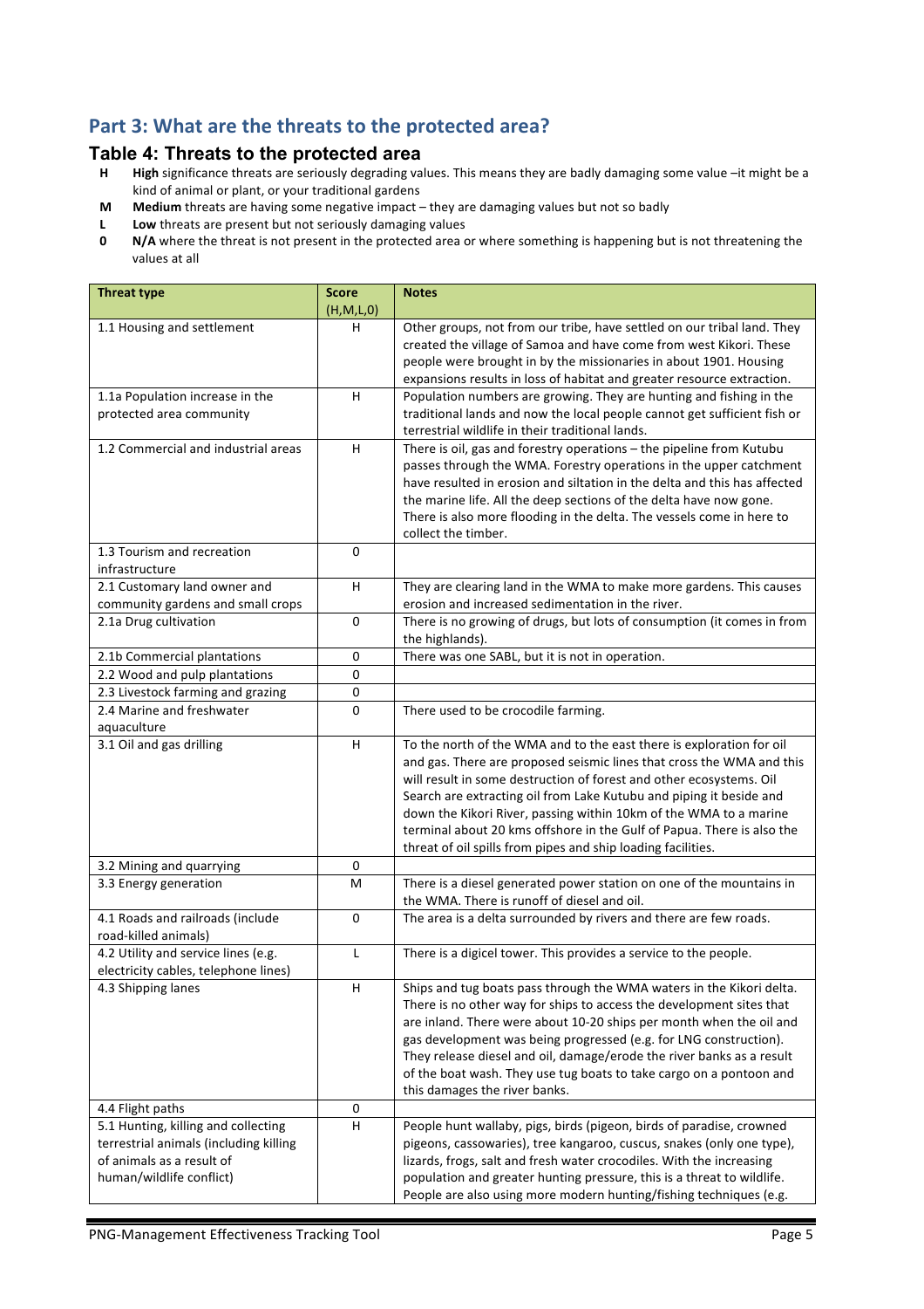## Part 3: What are the threats to the protected area?

### Table 4: Threats to the protected area

**H** **High** significance threats are seriously degrading values. This means they are badly damaging some value –it might be a kind of animal or plant, or your traditional gardens

**M** **Medium** threats are having some negative impact – they are damaging values but not so badly

**L** **Low** threats are present but not seriously damaging values

**0** **N/A** where the threat is not present in the protected area or where something is happening but is not threatening the values at all

| Threat type | Score (H,M,L,0) | Notes |
|---|---|---|
| 1.1 Housing and settlement | H | Other groups, not from our tribe, have settled on our tribal land. They created the village of Samoa and have come from west Kikori. These people were brought in by the missionaries in about 1901. Housing expansions results in loss of habitat and greater resource extraction. |
| 1.1a Population increase in the protected area community | H | Population numbers are growing. They are hunting and fishing in the traditional lands and now the local people cannot get sufficient fish or terrestrial wildlife in their traditional lands. |
| 1.2 Commercial and industrial areas | H | There is oil, gas and forestry operations – the pipeline from Kutubu passes through the WMA. Forestry operations in the upper catchment have resulted in erosion and siltation in the delta and this has affected the marine life. All the deep sections of the delta have now gone. There is also more flooding in the delta. The vessels come in here to collect the timber. |
| 1.3 Tourism and recreation infrastructure | 0 | |
| 2.1 Customary land owner and community gardens and small crops | H | They are clearing land in the WMA to make more gardens. This causes erosion and increased sedimentation in the river. |
| 2.1a Drug cultivation | 0 | There is no growing of drugs, but lots of consumption (it comes in from the highlands). |
| 2.1b Commercial plantations | 0 | There was one SABL, but it is not in operation. |
| 2.2 Wood and pulp plantations | 0 | |
| 2.3 Livestock farming and grazing | 0 | |
| 2.4 Marine and freshwater aquaculture | 0 | There used to be crocodile farming. |
| 3.1 Oil and gas drilling | H | To the north of the WMA and to the east there is exploration for oil and gas. There are proposed seismic lines that cross the WMA and this will result in some destruction of forest and other ecosystems. Oil Search are extracting oil from Lake Kutubu and piping it beside and down the Kikori River, passing within 10km of the WMA to a marine terminal about 20 kms offshore in the Gulf of Papua. There is also the threat of oil spills from pipes and ship loading facilities. |
| 3.2 Mining and quarrying | 0 | |
| 3.3 Energy generation | M | There is a diesel generated power station on one of the mountains in the WMA. There is runoff of diesel and oil. |
| 4.1 Roads and railroads (include road-killed animals) | 0 | The area is a delta surrounded by rivers and there are few roads. |
| 4.2 Utility and service lines (e.g. electricity cables, telephone lines) | L | There is a digicel tower. This provides a service to the people. |
| 4.3 Shipping lanes | H | Ships and tug boats pass through the WMA waters in the Kikori delta. There is no other way for ships to access the development sites that are inland. There were about 10-20 ships per month when the oil and gas development was being progressed (e.g. for LNG construction). They release diesel and oil, damage/erode the river banks as a result of the boat wash. They use tug boats to take cargo on a pontoon and this damages the river banks. |
| 4.4 Flight paths | 0 | |
| 5.1 Hunting, killing and collecting terrestrial animals (including killing of animals as a result of human/wildlife conflict) | H | People hunt wallaby, pigs, birds (pigeon, birds of paradise, crowned pigeons, cassowaries), tree kangaroo, cuscus, snakes (only one type), lizards, frogs, salt and fresh water crocodiles. With the increasing population and greater hunting pressure, this is a threat to wildlife. People are also using more modern hunting/fishing techniques (e.g. |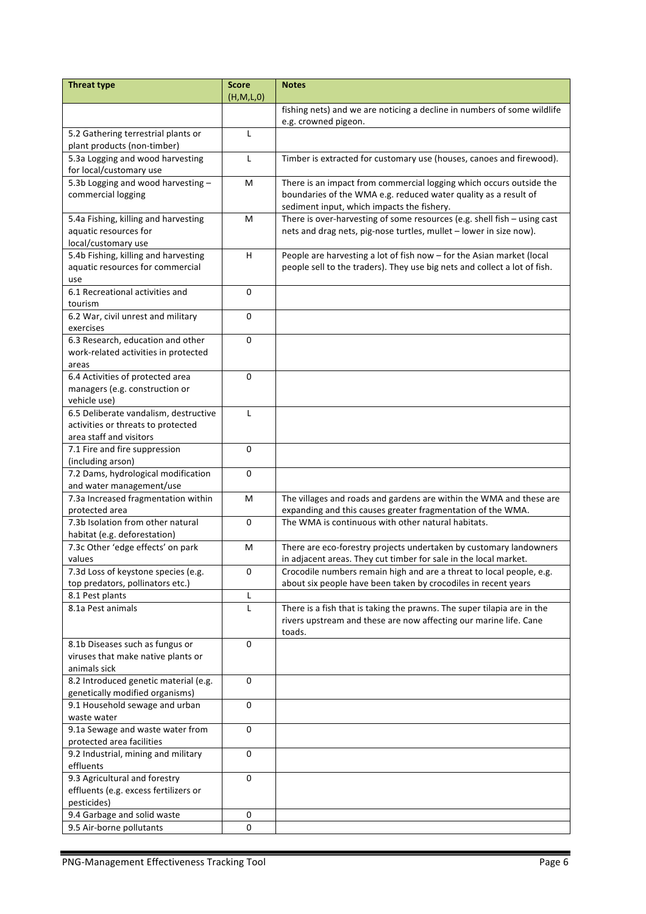| Threat type | Score (H,M,L,0) | Notes |
|---|---|---|
| | | fishing nets) and we are noticing a decline in numbers of some wildlife e.g. crowned pigeon. |
| 5.2 Gathering terrestrial plants or plant products (non-timber) | L | |
| 5.3a Logging and wood harvesting for local/customary use | L | Timber is extracted for customary use (houses, canoes and firewood). |
| 5.3b Logging and wood harvesting – commercial logging | M | There is an impact from commercial logging which occurs outside the boundaries of the WMA e.g. reduced water quality as a result of sediment input, which impacts the fishery. |
| 5.4a Fishing, killing and harvesting aquatic resources for local/customary use | M | There is over-harvesting of some resources (e.g. shell fish – using cast nets and drag nets, pig-nose turtles, mullet – lower in size now). |
| 5.4b Fishing, killing and harvesting aquatic resources for commercial use | H | People are harvesting a lot of fish now – for the Asian market (local people sell to the traders). They use big nets and collect a lot of fish. |
| 6.1 Recreational activities and tourism | 0 | |
| 6.2 War, civil unrest and military exercises | 0 | |
| 6.3 Research, education and other work-related activities in protected areas | 0 | |
| 6.4 Activities of protected area managers (e.g. construction or vehicle use) | 0 | |
| 6.5 Deliberate vandalism, destructive activities or threats to protected area staff and visitors | L | |
| 7.1 Fire and fire suppression (including arson) | 0 | |
| 7.2 Dams, hydrological modification and water management/use | 0 | |
| 7.3a Increased fragmentation within protected area | M | The villages and roads and gardens are within the WMA and these are expanding and this causes greater fragmentation of the WMA. |
| 7.3b Isolation from other natural habitat (e.g. deforestation) | 0 | The WMA is continuous with other natural habitats. |
| 7.3c Other 'edge effects' on park values | M | There are eco-forestry projects undertaken by customary landowners in adjacent areas. They cut timber for sale in the local market. |
| 7.3d Loss of keystone species (e.g. top predators, pollinators etc.) | 0 | Crocodile numbers remain high and are a threat to local people, e.g. about six people have been taken by crocodiles in recent years |
| 8.1 Pest plants | L | |
| 8.1a Pest animals | L | There is a fish that is taking the prawns. The super tilapia are in the rivers upstream and these are now affecting our marine life. Cane toads. |
| 8.1b Diseases such as fungus or viruses that make native plants or animals sick | 0 | |
| 8.2 Introduced genetic material (e.g. genetically modified organisms) | 0 | |
| 9.1 Household sewage and urban waste water | 0 | |
| 9.1a Sewage and waste water from protected area facilities | 0 | |
| 9.2 Industrial, mining and military effluents | 0 | |
| 9.3 Agricultural and forestry effluents (e.g. excess fertilizers or pesticides) | 0 | |
| 9.4 Garbage and solid waste | 0 | |
| 9.5 Air-borne pollutants | 0 | |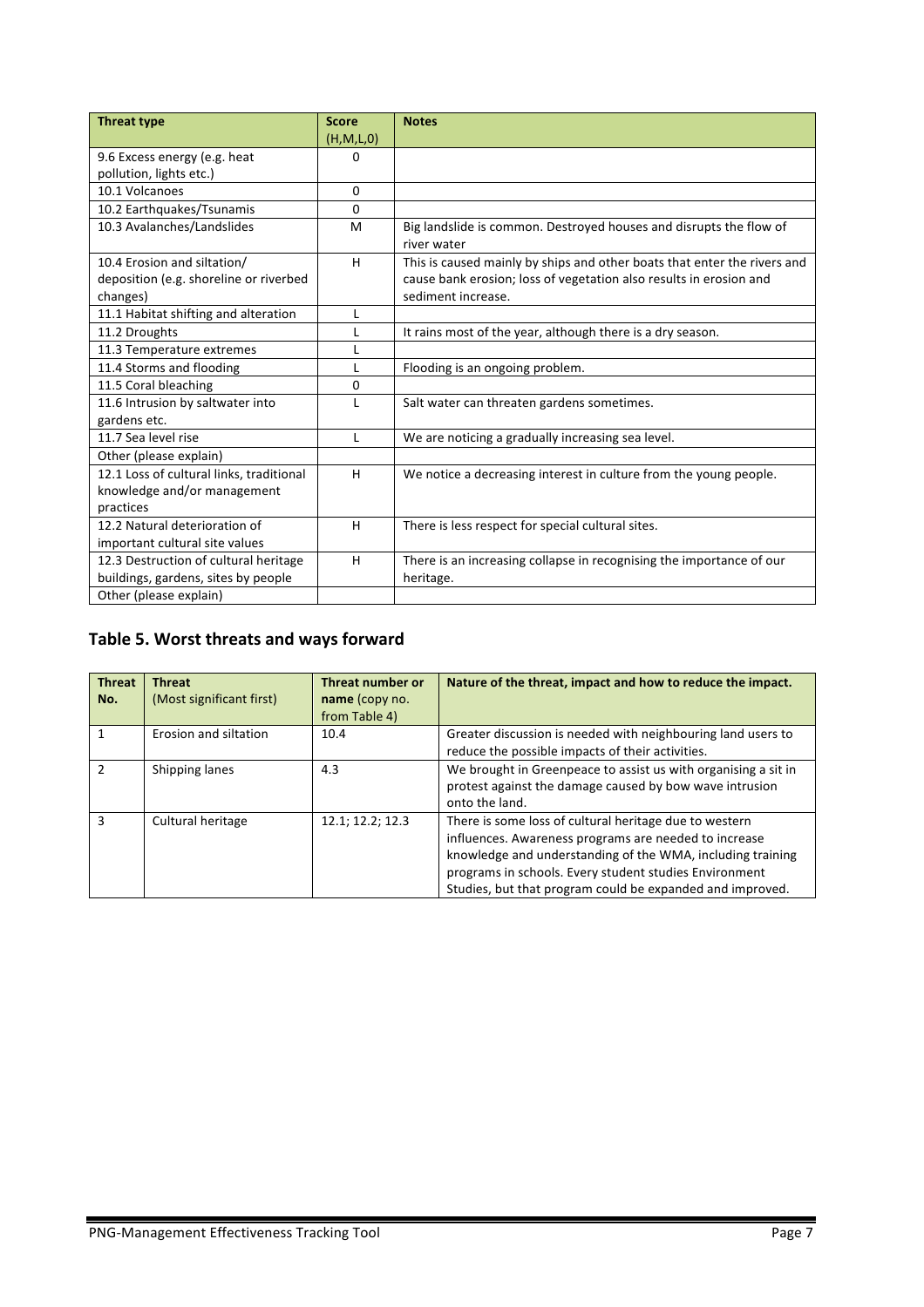| Threat type | Score (H,M,L,0) | Notes |
| --- | --- | --- |
| 9.6 Excess energy (e.g. heat pollution, lights etc.) | 0 | |
| 10.1 Volcanoes | 0 | |
| 10.2 Earthquakes/Tsunamis | 0 | |
| 10.3 Avalanches/Landslides | M | Big landslide is common. Destroyed houses and disrupts the flow of river water |
| 10.4 Erosion and siltation/ deposition (e.g. shoreline or riverbed changes) | H | This is caused mainly by ships and other boats that enter the rivers and cause bank erosion; loss of vegetation also results in erosion and sediment increase. |
| 11.1 Habitat shifting and alteration | L | |
| 11.2 Droughts | L | It rains most of the year, although there is a dry season. |
| 11.3 Temperature extremes | L | |
| 11.4 Storms and flooding | L | Flooding is an ongoing problem. |
| 11.5 Coral bleaching | 0 | |
| 11.6 Intrusion by saltwater into gardens etc. | L | Salt water can threaten gardens sometimes. |
| 11.7 Sea level rise | L | We are noticing a gradually increasing sea level. |
| Other (please explain) | | |
| 12.1 Loss of cultural links, traditional knowledge and/or management practices | H | We notice a decreasing interest in culture from the young people. |
| 12.2 Natural deterioration of important cultural site values | H | There is less respect for special cultural sites. |
| 12.3 Destruction of cultural heritage buildings, gardens, sites by people | H | There is an increasing collapse in recognising the importance of our heritage. |
| Other (please explain) | | |

## Table 5. Worst threats and ways forward

| Threat No. | Threat (Most significant first) | Threat number or name (copy no. from Table 4) | Nature of the threat, impact and how to reduce the impact. |
| --- | --- | --- | --- |
| 1 | Erosion and siltation | 10.4 | Greater discussion is needed with neighbouring land users to reduce the possible impacts of their activities. |
| 2 | Shipping lanes | 4.3 | We brought in Greenpeace to assist us with organising a sit in protest against the damage caused by bow wave intrusion onto the land. |
| 3 | Cultural heritage | 12.1; 12.2; 12.3 | There is some loss of cultural heritage due to western influences. Awareness programs are needed to increase knowledge and understanding of the WMA, including training programs in schools. Every student studies Environment Studies, but that program could be expanded and improved. |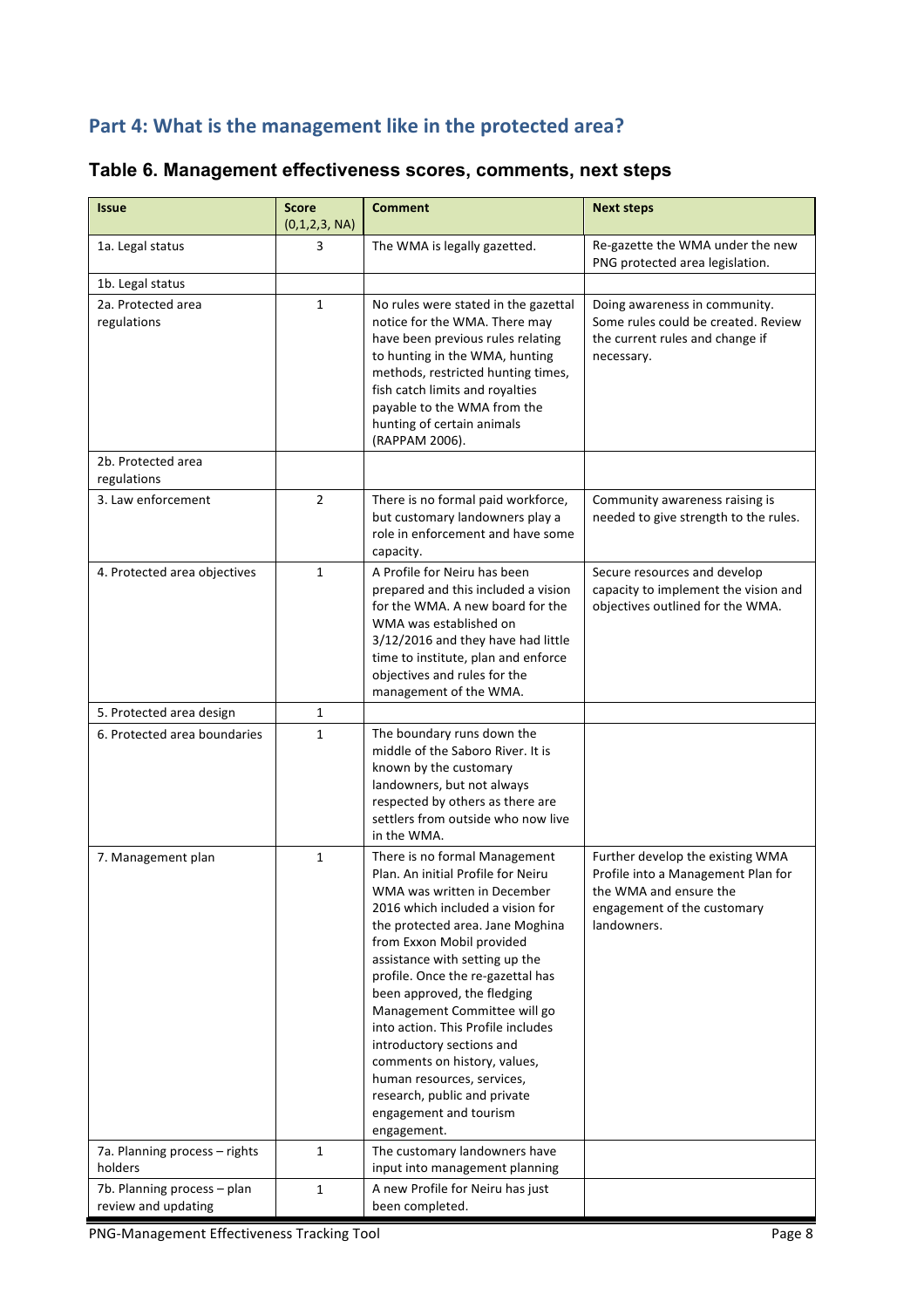## Part 4: What is the management like in the protected area?

### Table 6. Management effectiveness scores, comments, next steps

| Issue | Score (0,1,2,3, NA) | Comment | Next steps |
|---|---|---|---|
| 1a. Legal status | 3 | The WMA is legally gazetted. | Re-gazette the WMA under the new PNG protected area legislation. |
| 1b. Legal status | | | |
| 2a. Protected area regulations | 1 | No rules were stated in the gazettal notice for the WMA. There may have been previous rules relating to hunting in the WMA, hunting methods, restricted hunting times, fish catch limits and royalties payable to the WMA from the hunting of certain animals (RAPPAM 2006). | Doing awareness in community. Some rules could be created. Review the current rules and change if necessary. |
| 2b. Protected area regulations | | | |
| 3. Law enforcement | 2 | There is no formal paid workforce, but customary landowners play a role in enforcement and have some capacity. | Community awareness raising is needed to give strength to the rules. |
| 4. Protected area objectives | 1 | A Profile for Neiru has been prepared and this included a vision for the WMA. A new board for the WMA was established on 3/12/2016 and they have had little time to institute, plan and enforce objectives and rules for the management of the WMA. | Secure resources and develop capacity to implement the vision and objectives outlined for the WMA. |
| 5. Protected area design | 1 | | |
| 6. Protected area boundaries | 1 | The boundary runs down the middle of the Saboro River. It is known by the customary landowners, but not always respected by others as there are settlers from outside who now live in the WMA. | |
| 7. Management plan | 1 | There is no formal Management Plan. An initial Profile for Neiru WMA was written in December 2016 which included a vision for the protected area. Jane Moghina from Exxon Mobil provided assistance with setting up the profile. Once the re-gazettal has been approved, the fledging Management Committee will go into action. This Profile includes introductory sections and comments on history, values, human resources, services, research, public and private engagement and tourism engagement. | Further develop the existing WMA Profile into a Management Plan for the WMA and ensure the engagement of the customary landowners. |
| 7a. Planning process – rights holders | 1 | The customary landowners have input into management planning | |
| 7b. Planning process – plan review and updating | 1 | A new Profile for Neiru has just been completed. | |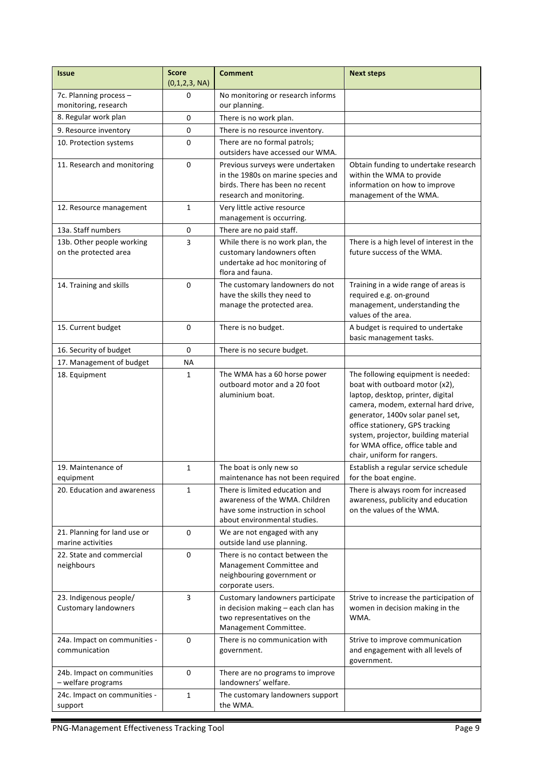| Issue | Score (0,1,2,3, NA) | Comment | Next steps |
|---|---|---|---|
| 7c. Planning process – monitoring, research | 0 | No monitoring or research informs our planning. | |
| 8. Regular work plan | 0 | There is no work plan. | |
| 9. Resource inventory | 0 | There is no resource inventory. | |
| 10. Protection systems | 0 | There are no formal patrols; outsiders have accessed our WMA. | |
| 11. Research and monitoring | 0 | Previous surveys were undertaken in the 1980s on marine species and birds. There has been no recent research and monitoring. | Obtain funding to undertake research within the WMA to provide information on how to improve management of the WMA. |
| 12. Resource management | 1 | Very little active resource management is occurring. | |
| 13a. Staff numbers | 0 | There are no paid staff. | |
| 13b. Other people working on the protected area | 3 | While there is no work plan, the customary landowners often undertake ad hoc monitoring of flora and fauna. | There is a high level of interest in the future success of the WMA. |
| 14. Training and skills | 0 | The customary landowners do not have the skills they need to manage the protected area. | Training in a wide range of areas is required e.g. on-ground management, understanding the values of the area. |
| 15. Current budget | 0 | There is no budget. | A budget is required to undertake basic management tasks. |
| 16. Security of budget | 0 | There is no secure budget. | |
| 17. Management of budget | NA | | |
| 18. Equipment | 1 | The WMA has a 60 horse power outboard motor and a 20 foot aluminium boat. | The following equipment is needed: boat with outboard motor (x2), laptop, desktop, printer, digital camera, modem, external hard drive, generator, 1400v solar panel set, office stationery, GPS tracking system, projector, building material for WMA office, office table and chair, uniform for rangers. |
| 19. Maintenance of equipment | 1 | The boat is only new so maintenance has not been required | Establish a regular service schedule for the boat engine. |
| 20. Education and awareness | 1 | There is limited education and awareness of the WMA. Children have some instruction in school about environmental studies. | There is always room for increased awareness, publicity and education on the values of the WMA. |
| 21. Planning for land use or marine activities | 0 | We are not engaged with any outside land use planning. | |
| 22. State and commercial neighbours | 0 | There is no contact between the Management Committee and neighbouring government or corporate users. | |
| 23. Indigenous people/ Customary landowners | 3 | Customary landowners participate in decision making – each clan has two representatives on the Management Committee. | Strive to increase the participation of women in decision making in the WMA. |
| 24a. Impact on communities - communication | 0 | There is no communication with government. | Strive to improve communication and engagement with all levels of government. |
| 24b. Impact on communities – welfare programs | 0 | There are no programs to improve landowners' welfare. | |
| 24c. Impact on communities - support | 1 | The customary landowners support the WMA. | |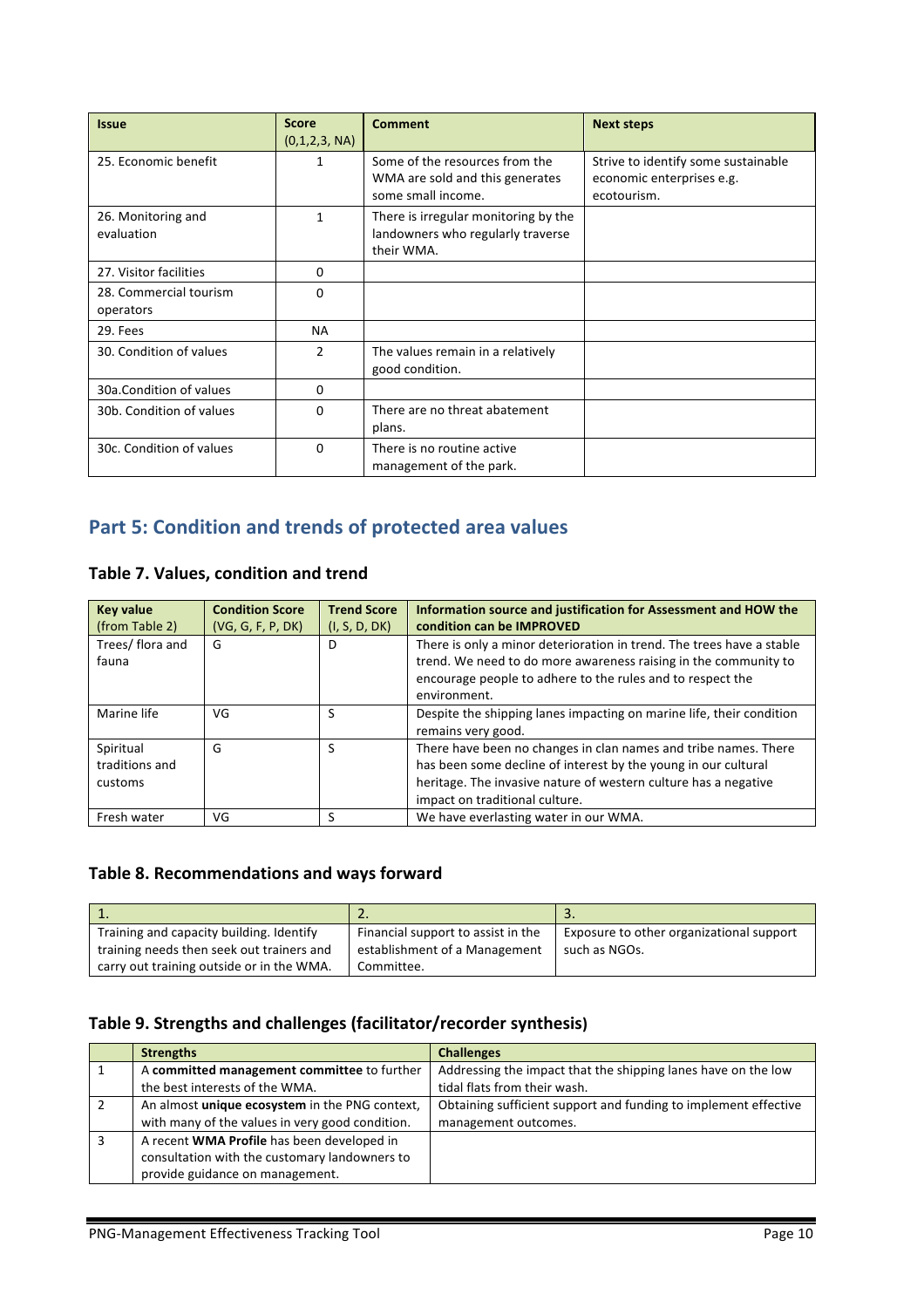| Issue | Score (0,1,2,3, NA) | Comment | Next steps |
|---|---|---|---|
| 25. Economic benefit | 1 | Some of the resources from the WMA are sold and this generates some small income. | Strive to identify some sustainable economic enterprises e.g. ecotourism. |
| 26. Monitoring and evaluation | 1 | There is irregular monitoring by the landowners who regularly traverse their WMA. | |
| 27. Visitor facilities | 0 | | |
| 28. Commercial tourism operators | 0 | | |
| 29. Fees | NA | | |
| 30. Condition of values | 2 | The values remain in a relatively good condition. | |
| 30a.Condition of values | 0 | | |
| 30b. Condition of values | 0 | There are no threat abatement plans. | |
| 30c. Condition of values | 0 | There is no routine active management of the park. | |

## Part 5: Condition and trends of protected area values

### Table 7. Values, condition and trend

| Key value (from Table 2) | Condition Score (VG, G, F, P, DK) | Trend Score (I, S, D, DK) | Information source and justification for Assessment and HOW the condition can be IMPROVED |
|---|---|---|---|
| Trees/ flora and fauna | G | D | There is only a minor deterioration in trend. The trees have a stable trend. We need to do more awareness raising in the community to encourage people to adhere to the rules and to respect the environment. |
| Marine life | VG | S | Despite the shipping lanes impacting on marine life, their condition remains very good. |
| Spiritual traditions and customs | G | S | There have been no changes in clan names and tribe names. There has been some decline of interest by the young in our cultural heritage. The invasive nature of western culture has a negative impact on traditional culture. |
| Fresh water | VG | S | We have everlasting water in our WMA. |

### Table 8. Recommendations and ways forward

| 1. | 2. | 3. |
|---|---|---|
| Training and capacity building. Identify training needs then seek out trainers and carry out training outside or in the WMA. | Financial support to assist in the establishment of a Management Committee. | Exposure to other organizational support such as NGOs. |

### Table 9. Strengths and challenges (facilitator/recorder synthesis)

| | Strengths | Challenges |
|---|---|---|
| 1 | A **committed management committee** to further the best interests of the WMA. | Addressing the impact that the shipping lanes have on the low tidal flats from their wash. |
| 2 | An almost **unique ecosystem** in the PNG context, with many of the values in very good condition. | Obtaining sufficient support and funding to implement effective management outcomes. |
| 3 | A recent **WMA Profile** has been developed in consultation with the customary landowners to provide guidance on management. | |